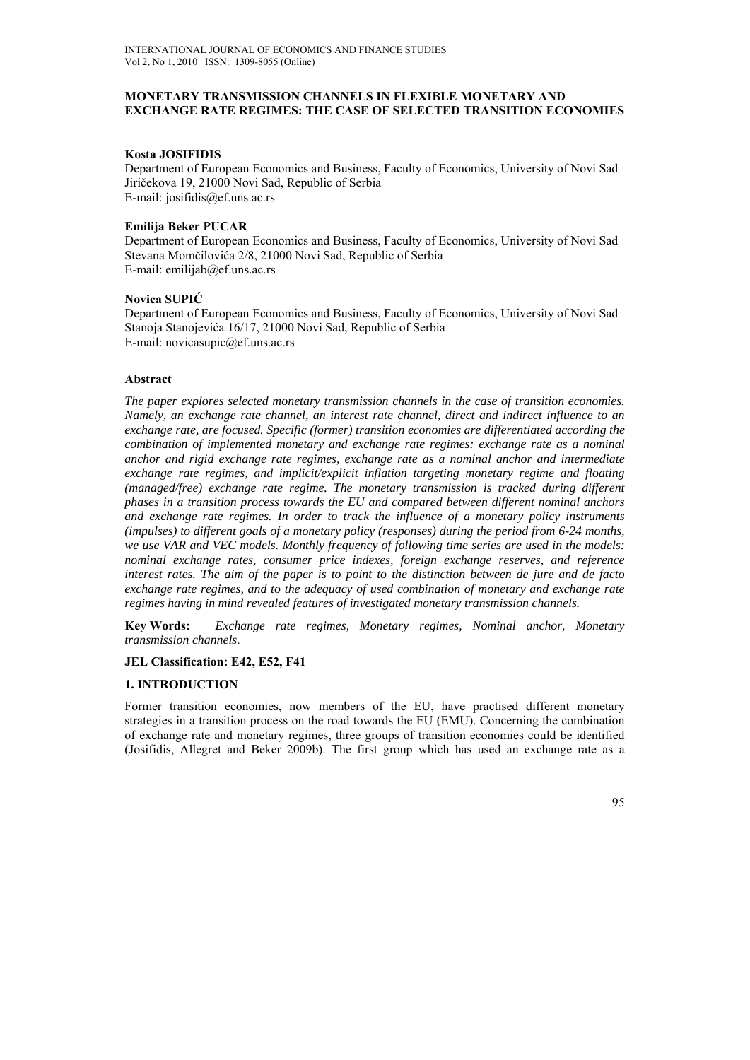# MONETARY TRANSMISSION CHANNELS IN FLEXIBLE MONETARY AND EXCHANGE RATE REGIMES: THE CASE OF SELECTED TRANSITION ECONOMIES

**Kosta JOSIFIDIS**
Department of European Economics and Business, Faculty of Economics, University of Novi Sad
Jiričekova 19, 21000 Novi Sad, Republic of Serbia
E-mail: josifidis@ef.uns.ac.rs

**Emilija Beker PUCAR**
Department of European Economics and Business, Faculty of Economics, University of Novi Sad
Stevana Momčilovića 2/8, 21000 Novi Sad, Republic of Serbia
E-mail: emilijab@ef.uns.ac.rs

**Novica SUPIĆ**
Department of European Economics and Business, Faculty of Economics, University of Novi Sad
Stanoja Stanojevića 16/17, 21000 Novi Sad, Republic of Serbia
E-mail: novicasupic@ef.uns.ac.rs

### Abstract

*The paper explores selected monetary transmission channels in the case of transition economies. Namely, an exchange rate channel, an interest rate channel, direct and indirect influence to an exchange rate, are focused. Specific (former) transition economies are differentiated according the combination of implemented monetary and exchange rate regimes: exchange rate as a nominal anchor and rigid exchange rate regimes, exchange rate as a nominal anchor and intermediate exchange rate regimes, and implicit/explicit inflation targeting monetary regime and floating (managed/free) exchange rate regime. The monetary transmission is tracked during different phases in a transition process towards the EU and compared between different nominal anchors and exchange rate regimes. In order to track the influence of a monetary policy instruments (impulses) to different goals of a monetary policy (responses) during the period from 6-24 months, we use VAR and VEC models. Monthly frequency of following time series are used in the models: nominal exchange rates, consumer price indexes, foreign exchange reserves, and reference interest rates. The aim of the paper is to point to the distinction between de jure and de facto exchange rate regimes, and to the adequacy of used combination of monetary and exchange rate regimes having in mind revealed features of investigated monetary transmission channels.*

**Key Words:** *Exchange rate regimes, Monetary regimes, Nominal anchor, Monetary transmission channels*.

**JEL Classification: E42, E52, F41**

## 1. INTRODUCTION

Former transition economies, now members of the EU, have practised different monetary strategies in a transition process on the road towards the EU (EMU). Concerning the combination of exchange rate and monetary regimes, three groups of transition economies could be identified (Josifidis, Allegret and Beker 2009b). The first group which has used an exchange rate as a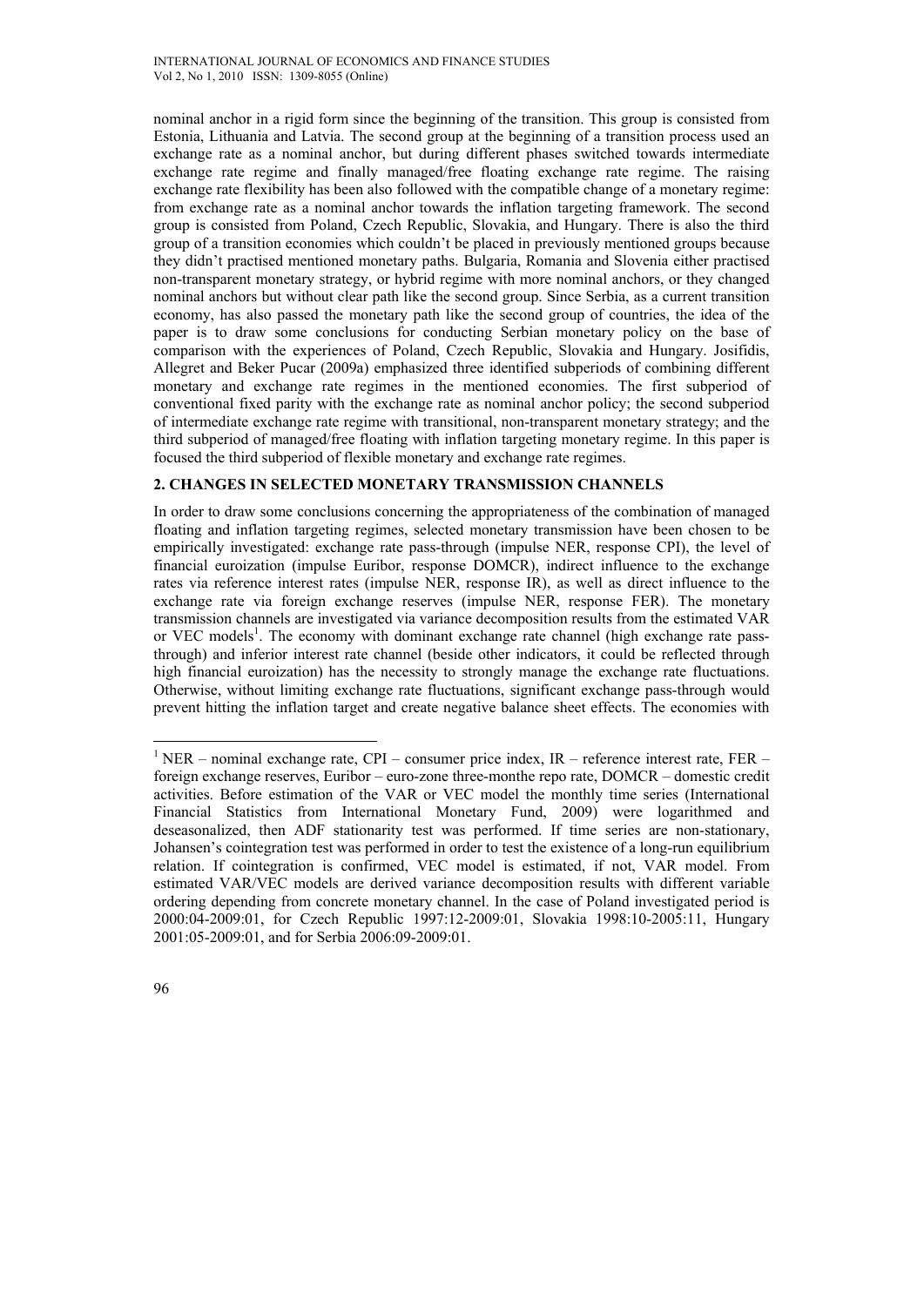nominal anchor in a rigid form since the beginning of the transition. This group is consisted from Estonia, Lithuania and Latvia. The second group at the beginning of a transition process used an exchange rate as a nominal anchor, but during different phases switched towards intermediate exchange rate regime and finally managed/free floating exchange rate regime. The raising exchange rate flexibility has been also followed with the compatible change of a monetary regime: from exchange rate as a nominal anchor towards the inflation targeting framework. The second group is consisted from Poland, Czech Republic, Slovakia, and Hungary. There is also the third group of a transition economies which couldn't be placed in previously mentioned groups because they didn't practised mentioned monetary paths. Bulgaria, Romania and Slovenia either practised non-transparent monetary strategy, or hybrid regime with more nominal anchors, or they changed nominal anchors but without clear path like the second group. Since Serbia, as a current transition economy, has also passed the monetary path like the second group of countries, the idea of the paper is to draw some conclusions for conducting Serbian monetary policy on the base of comparison with the experiences of Poland, Czech Republic, Slovakia and Hungary. Josifidis, Allegret and Beker Pucar (2009a) emphasized three identified subperiods of combining different monetary and exchange rate regimes in the mentioned economies. The first subperiod of conventional fixed parity with the exchange rate as nominal anchor policy; the second subperiod of intermediate exchange rate regime with transitional, non-transparent monetary strategy; and the third subperiod of managed/free floating with inflation targeting monetary regime. In this paper is focused the third subperiod of flexible monetary and exchange rate regimes.

## 2. CHANGES IN SELECTED MONETARY TRANSMISSION CHANNELS

In order to draw some conclusions concerning the appropriateness of the combination of managed floating and inflation targeting regimes, selected monetary transmission have been chosen to be empirically investigated: exchange rate pass-through (impulse NER, response CPI), the level of financial euroization (impulse Euribor, response DOMCR), indirect influence to the exchange rates via reference interest rates (impulse NER, response IR), as well as direct influence to the exchange rate via foreign exchange reserves (impulse NER, response FER). The monetary transmission channels are investigated via variance decomposition results from the estimated VAR or VEC models[1]. The economy with dominant exchange rate channel (high exchange rate pass-through) and inferior interest rate channel (beside other indicators, it could be reflected through high financial euroization) has the necessity to strongly manage the exchange rate fluctuations. Otherwise, without limiting exchange rate fluctuations, significant exchange pass-through would prevent hitting the inflation target and create negative balance sheet effects. The economies with

[1] NER – nominal exchange rate, CPI – consumer price index, IR – reference interest rate, FER – foreign exchange reserves, Euribor – euro-zone three-monthe repo rate, DOMCR – domestic credit activities. Before estimation of the VAR or VEC model the monthly time series (International Financial Statistics from International Monetary Fund, 2009) were logarithmed and deseasonalized, then ADF stationarity test was performed. If time series are non-stationary, Johansen's cointegration test was performed in order to test the existence of a long-run equilibrium relation. If cointegration is confirmed, VEC model is estimated, if not, VAR model. From estimated VAR/VEC models are derived variance decomposition results with different variable ordering depending from concrete monetary channel. In the case of Poland investigated period is 2000:04-2009:01, for Czech Republic 1997:12-2009:01, Slovakia 1998:10-2005:11, Hungary 2001:05-2009:01, and for Serbia 2006:09-2009:01.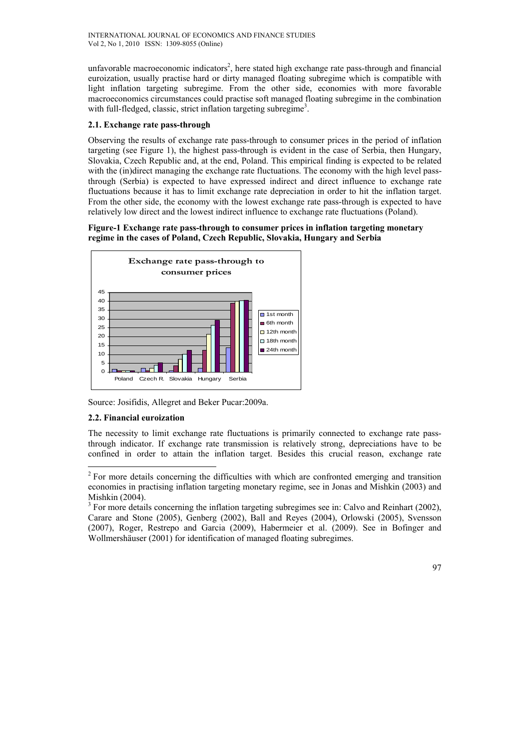unfavorable macroeconomic indicators[2], here stated high exchange rate pass-through and financial euroization, usually practise hard or dirty managed floating subregime which is compatible with light inflation targeting subregime. From the other side, economies with more favorable macroeconomics circumstances could practise soft managed floating subregime in the combination with full-fledged, classic, strict inflation targeting subregime[3].

### 2.1. Exchange rate pass-through

Observing the results of exchange rate pass-through to consumer prices in the period of inflation targeting (see Figure 1), the highest pass-through is evident in the case of Serbia, then Hungary, Slovakia, Czech Republic and, at the end, Poland. This empirical finding is expected to be related with the (in)direct managing the exchange rate fluctuations. The economy with the high level pass-through (Serbia) is expected to have expressed indirect and direct influence to exchange rate fluctuations because it has to limit exchange rate depreciation in order to hit the inflation target. From the other side, the economy with the lowest exchange rate pass-through is expected to have relatively low direct and the lowest indirect influence to exchange rate fluctuations (Poland).

**Figure-1 Exchange rate pass-through to consumer prices in inflation targeting monetary regime in the cases of Poland, Czech Republic, Slovakia, Hungary and Serbia**

Exchange rate pass-through to consumer prices

45
40
35
30
25
20
15
10
5
0

Poland Czech R. Slovakia Hungary Serbia

1st month
6th month
12th month
18th month
24th month

Source: Josifidis, Allegret and Beker Pucar:2009a.

### 2.2. Financial euroization

The necessity to limit exchange rate fluctuations is primarily connected to exchange rate pass-through indicator. If exchange rate transmission is relatively strong, depreciations have to be confined in order to attain the inflation target. Besides this crucial reason, exchange rate

---

[2] For more details concerning the difficulties with which are confronted emerging and transition economies in practising inflation targeting monetary regime, see in Jonas and Mishkin (2003) and Mishkin (2004).

[3] For more details concerning the inflation targeting subregimes see in: Calvo and Reinhart (2002), Carare and Stone (2005), Genberg (2002), Ball and Reyes (2004), Orlowski (2005), Svensson (2007), Roger, Restrepo and Garcia (2009), Habermeier et al. (2009). See in Bofinger and Wollmershäuser (2001) for identification of managed floating subregimes.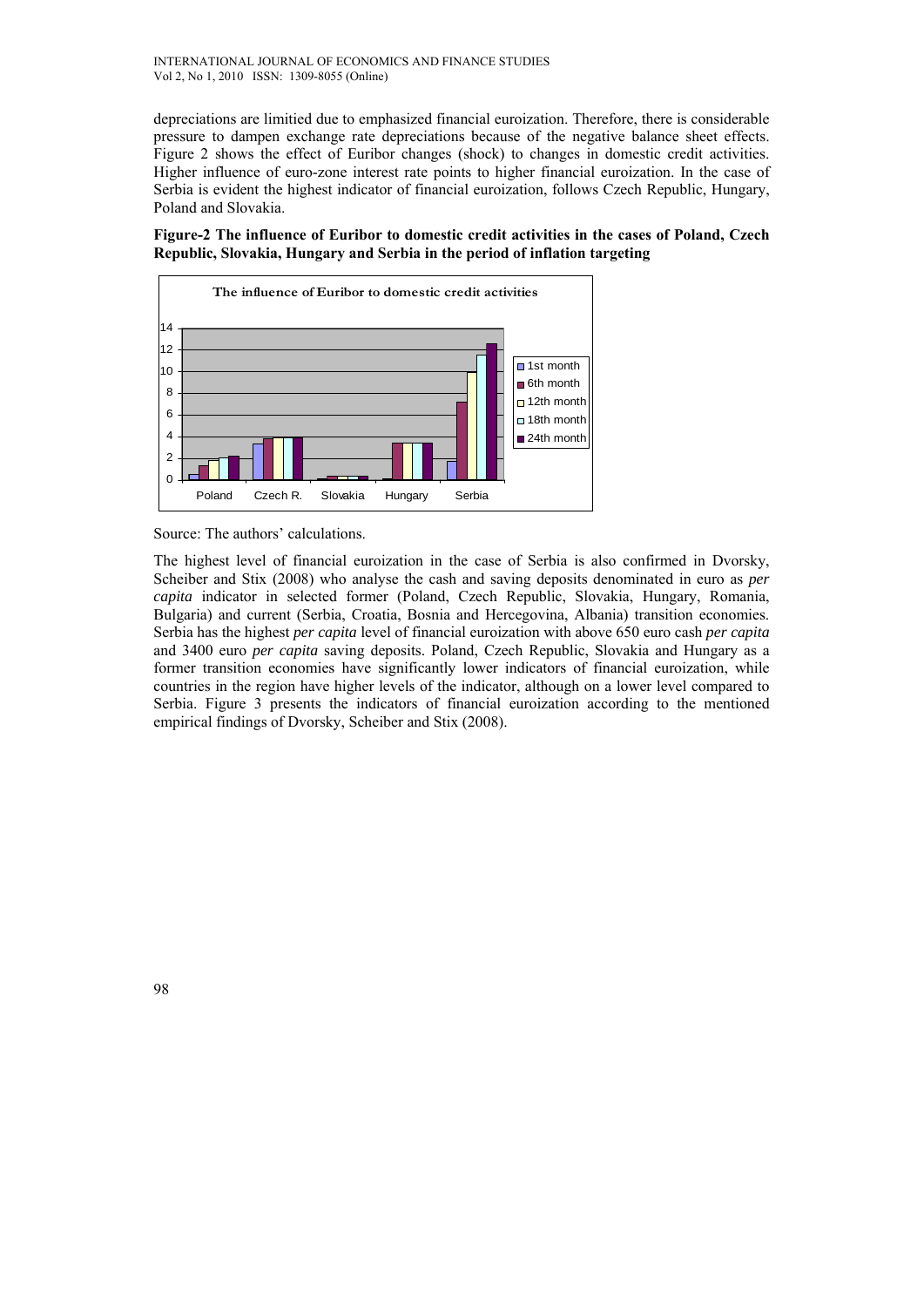depreciations are limitied due to emphasized financial euroization. Therefore, there is considerable pressure to dampen exchange rate depreciations because of the negative balance sheet effects. Figure 2 shows the effect of Euribor changes (shock) to changes in domestic credit activities. Higher influence of euro-zone interest rate points to higher financial euroization. In the case of Serbia is evident the highest indicator of financial euroization, follows Czech Republic, Hungary, Poland and Slovakia.

**Figure-2 The influence of Euribor to domestic credit activities in the cases of Poland, Czech Republic, Slovakia, Hungary and Serbia in the period of inflation targeting**

The influence of Euribor to domestic credit activities

14
12
10
8
6
4
2
0

Poland
Czech R.
Slovakia
Hungary
Serbia

1st month
6th month
12th month
18th month
24th month

Source: The authors' calculations.

The highest level of financial euroization in the case of Serbia is also confirmed in Dvorsky, Scheiber and Stix (2008) who analyse the cash and saving deposits denominated in euro as *per capita* indicator in selected former (Poland, Czech Republic, Slovakia, Hungary, Romania, Bulgaria) and current (Serbia, Croatia, Bosnia and Hercegovina, Albania) transition economies. Serbia has the highest *per capita* level of financial euroization with above 650 euro cash *per capita* and 3400 euro *per capita* saving deposits. Poland, Czech Republic, Slovakia and Hungary as a former transition economies have significantly lower indicators of financial euroization, while countries in the region have higher levels of the indicator, although on a lower level compared to Serbia. Figure 3 presents the indicators of financial euroization according to the mentioned empirical findings of Dvorsky, Scheiber and Stix (2008).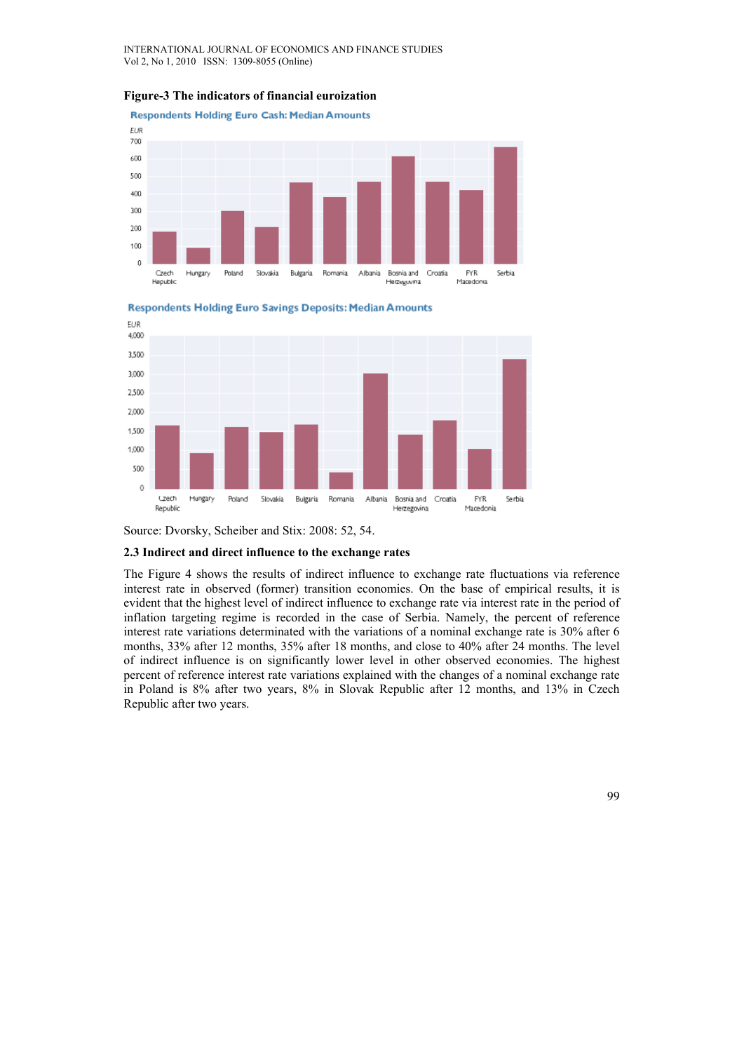**Figure-3 The indicators of financial euroization**

Respondents Holding Euro Cash: Median Amounts

EUR

700
600
500
400
300
200
100
0

Czech Republic, Hungary, Poland, Slovakia, Bulgaria, Romania, Albania, Bosnia and Herzegovina, Croatia, FYR Macedonia, Serbia

Respondents Holding Euro Savings Deposits: Median Amounts

EUR

4,000
3,500
3,000
2,500
2,000
1,500
1,000
500
0

Czech Republic, Hungary, Poland, Slovakia, Bulgaria, Romania, Albania, Bosnia and Herzegovina, Croatia, FYR Macedonia, Serbia

Source: Dvorsky, Scheiber and Stix: 2008: 52, 54.

### 2.3 Indirect and direct influence to the exchange rates

The Figure 4 shows the results of indirect influence to exchange rate fluctuations via reference interest rate in observed (former) transition economies. On the base of empirical results, it is evident that the highest level of indirect influence to exchange rate via interest rate in the period of inflation targeting regime is recorded in the case of Serbia. Namely, the percent of reference interest rate variations determinated with the variations of a nominal exchange rate is 30% after 6 months, 33% after 12 months, 35% after 18 months, and close to 40% after 24 months. The level of indirect influence is on significantly lower level in other observed economies. The highest percent of reference interest rate variations explained with the changes of a nominal exchange rate in Poland is 8% after two years, 8% in Slovak Republic after 12 months, and 13% in Czech Republic after two years.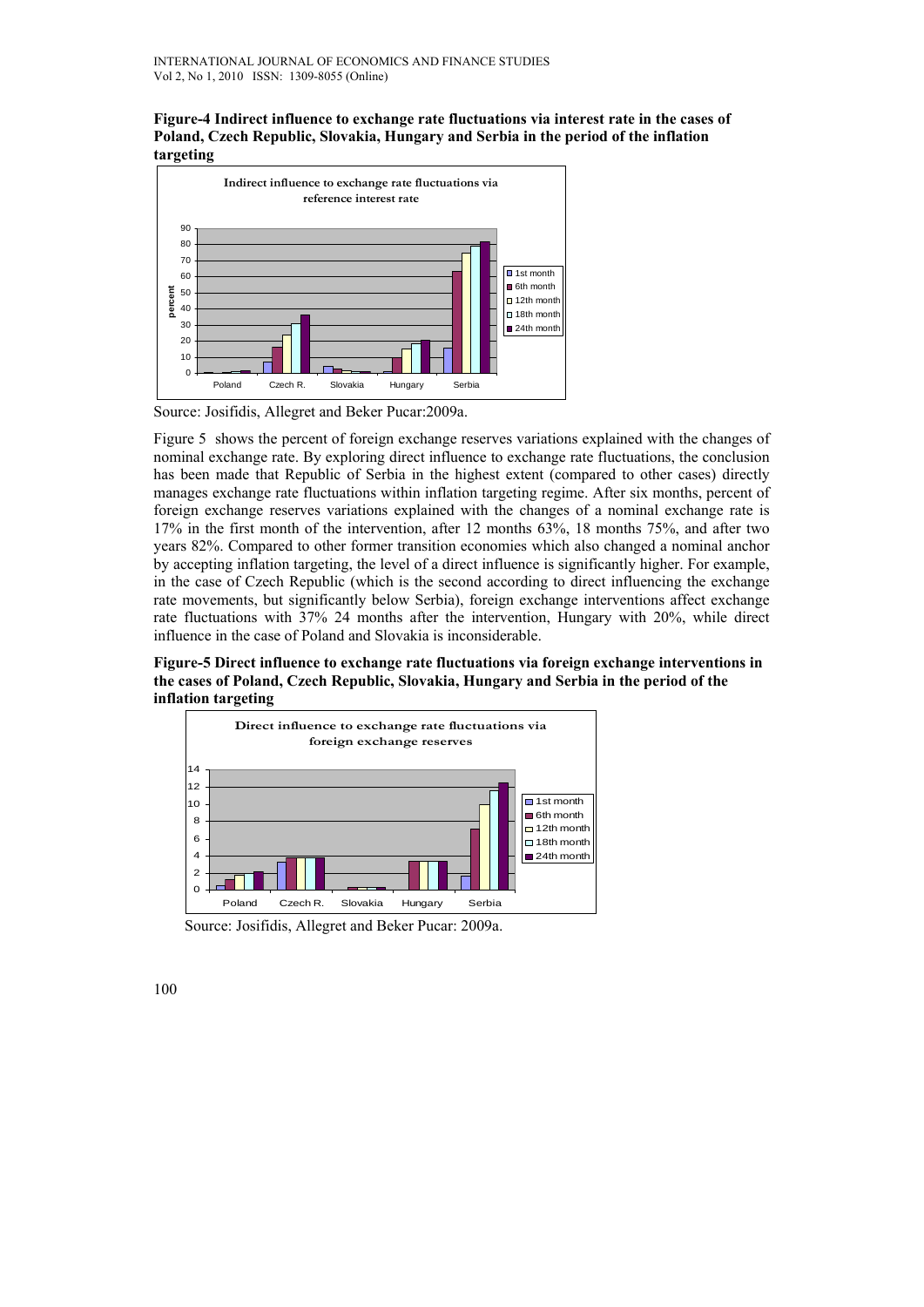**Figure-4 Indirect influence to exchange rate fluctuations via interest rate in the cases of Poland, Czech Republic, Slovakia, Hungary and Serbia in the period of the inflation targeting**

Indirect influence to exchange rate fluctuations via reference interest rate

percent

90
80
70
60
50
40
30
20
10
0

Poland
Czech R.
Slovakia
Hungary
Serbia

1st month
6th month
12th month
18th month
24th month

Source: Josifidis, Allegret and Beker Pucar:2009a.

Figure 5 shows the percent of foreign exchange reserves variations explained with the changes of nominal exchange rate. By exploring direct influence to exchange rate fluctuations, the conclusion has been made that Republic of Serbia in the highest extent (compared to other cases) directly manages exchange rate fluctuations within inflation targeting regime. After six months, percent of foreign exchange reserves variations explained with the changes of a nominal exchange rate is 17% in the first month of the intervention, after 12 months 63%, 18 months 75%, and after two years 82%. Compared to other former transition economies which also changed a nominal anchor by accepting inflation targeting, the level of a direct influence is significantly higher. For example, in the case of Czech Republic (which is the second according to direct influencing the exchange rate movements, but significantly below Serbia), foreign exchange interventions affect exchange rate fluctuations with 37% 24 months after the intervention, Hungary with 20%, while direct influence in the case of Poland and Slovakia is inconsiderable.

**Figure-5 Direct influence to exchange rate fluctuations via foreign exchange interventions in the cases of Poland, Czech Republic, Slovakia, Hungary and Serbia in the period of the inflation targeting**

Direct influence to exchange rate fluctuations via foreign exchange reserves

14
12
10
8
6
4
2
0

Poland
Czech R.
Slovakia
Hungary
Serbia

1st month
6th month
12th month
18th month
24th month

Source: Josifidis, Allegret and Beker Pucar: 2009a.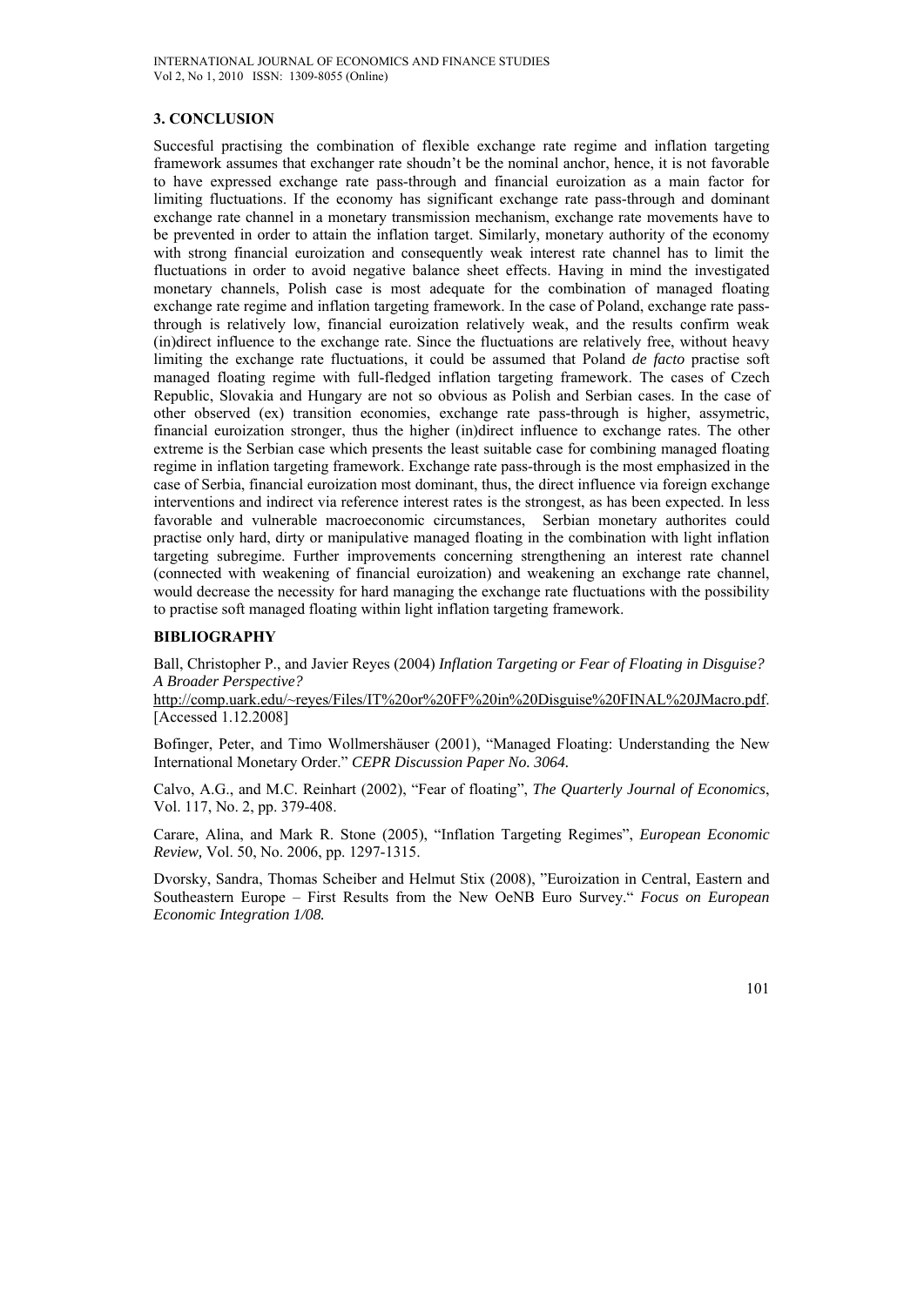## 3. CONCLUSION

Succesful practising the combination of flexible exchange rate regime and inflation targeting framework assumes that exchanger rate shoudn't be the nominal anchor, hence, it is not favorable to have expressed exchange rate pass-through and financial euroization as a main factor for limiting fluctuations. If the economy has significant exchange rate pass-through and dominant exchange rate channel in a monetary transmission mechanism, exchange rate movements have to be prevented in order to attain the inflation target. Similarly, monetary authority of the economy with strong financial euroization and consequently weak interest rate channel has to limit the fluctuations in order to avoid negative balance sheet effects. Having in mind the investigated monetary channels, Polish case is most adequate for the combination of managed floating exchange rate regime and inflation targeting framework. In the case of Poland, exchange rate pass-through is relatively low, financial euroization relatively weak, and the results confirm weak (in)direct influence to the exchange rate. Since the fluctuations are relatively free, without heavy limiting the exchange rate fluctuations, it could be assumed that Poland *de facto* practise soft managed floating regime with full-fledged inflation targeting framework. The cases of Czech Republic, Slovakia and Hungary are not so obvious as Polish and Serbian cases. In the case of other observed (ex) transition economies, exchange rate pass-through is higher, assymetric, financial euroization stronger, thus the higher (in)direct influence to exchange rates. The other extreme is the Serbian case which presents the least suitable case for combining managed floating regime in inflation targeting framework. Exchange rate pass-through is the most emphasized in the case of Serbia, financial euroization most dominant, thus, the direct influence via foreign exchange interventions and indirect via reference interest rates is the strongest, as has been expected. In less favorable and vulnerable macroeconomic circumstances, Serbian monetary authorites could practise only hard, dirty or manipulative managed floating in the combination with light inflation targeting subregime. Further improvements concerning strengthening an interest rate channel (connected with weakening of financial euroization) and weakening an exchange rate channel, would decrease the necessity for hard managing the exchange rate fluctuations with the possibility to practise soft managed floating within light inflation targeting framework.

## BIBLIOGRAPHY

Ball, Christopher P., and Javier Reyes (2004) *Inflation Targeting or Fear of Floating in Disguise? A Broader Perspective?* http://comp.uark.edu/~reyes/Files/IT%20or%20FF%20in%20Disguise%20FINAL%20JMacro.pdf. [Accessed 1.12.2008]

Bofinger, Peter, and Timo Wollmershäuser (2001), "Managed Floating: Understanding the New International Monetary Order." *CEPR Discussion Paper No. 3064.*

Calvo, A.G., and M.C. Reinhart (2002), "Fear of floating", *The Quarterly Journal of Economics*, Vol. 117, No. 2, pp. 379-408.

Carare, Alina, and Mark R. Stone (2005), "Inflation Targeting Regimes", *European Economic Review,* Vol. 50, No. 2006, pp. 1297-1315.

Dvorsky, Sandra, Thomas Scheiber and Helmut Stix (2008), "Euroization in Central, Eastern and Southeastern Europe – First Results from the New OeNB Euro Survey." *Focus on European Economic Integration 1/08.*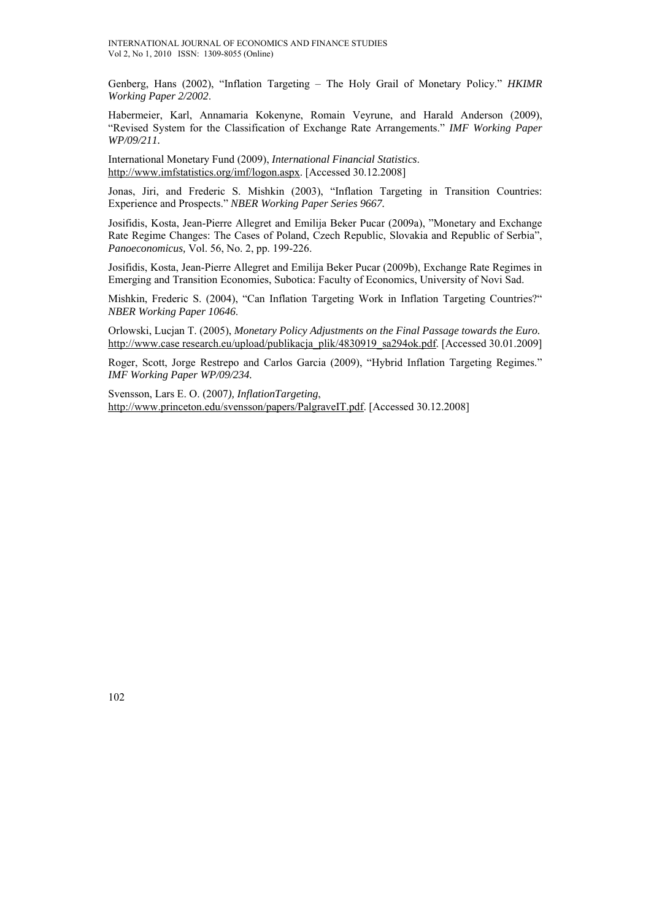Genberg, Hans (2002), "Inflation Targeting – The Holy Grail of Monetary Policy." *HKIMR Working Paper 2/2002*.

Habermeier, Karl, Annamaria Kokenyne, Romain Veyrune, and Harald Anderson (2009), "Revised System for the Classification of Exchange Rate Arrangements." *IMF Working Paper WP/09/211*.

International Monetary Fund (2009), *International Financial Statistics*. http://www.imfstatistics.org/imf/logon.aspx. [Accessed 30.12.2008]

Jonas, Jiri, and Frederic S. Mishkin (2003), "Inflation Targeting in Transition Countries: Experience and Prospects." *NBER Working Paper Series 9667*.

Josifidis, Kosta, Jean-Pierre Allegret and Emilija Beker Pucar (2009a), "Monetary and Exchange Rate Regime Changes: The Cases of Poland, Czech Republic, Slovakia and Republic of Serbia", *Panoeconomicus,* Vol. 56, No. 2, pp. 199-226.

Josifidis, Kosta, Jean-Pierre Allegret and Emilija Beker Pucar (2009b), Exchange Rate Regimes in Emerging and Transition Economies, Subotica: Faculty of Economics, University of Novi Sad.

Mishkin, Frederic S. (2004), "Can Inflation Targeting Work in Inflation Targeting Countries?" *NBER Working Paper 10646*.

Orlowski, Lucjan T. (2005), *Monetary Policy Adjustments on the Final Passage towards the Euro.* http://www.case research.eu/upload/publikacja_plik/4830919_sa294ok.pdf. [Accessed 30.01.2009]

Roger, Scott, Jorge Restrepo and Carlos Garcia (2009), "Hybrid Inflation Targeting Regimes." *IMF Working Paper WP/09/234.*

Svensson, Lars E. O. (2007*), InflationTargeting*, http://www.princeton.edu/svensson/papers/PalgraveIT.pdf. [Accessed 30.12.2008]